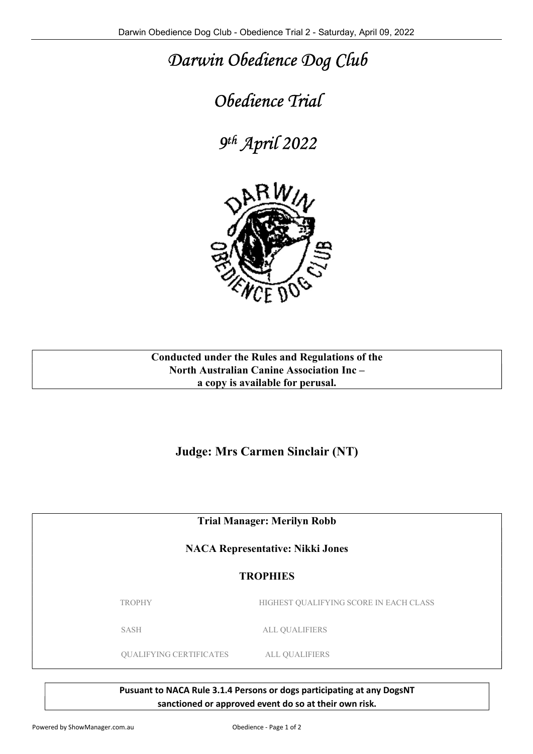# *Darwin Obedience Dog Club*

# *Obedience Trial*

# *9th April 2022*

**Conducted under the Rules and Regulations of the North Australian Canine Association Inc – a copy is available for perusal.**

## Judge: Mrs Carmen Sinclair (NT)

**Trial Manager: Merilyn Robb**

**NACA Representative: Nikki Jones**

**TROPHIES**

| | |
|---|---|
| TROPHY | HIGHEST QUALIFYING SCORE IN EACH CLASS |
| SASH | ALL QUALIFIERS |
| QUALIFYING CERTIFICATES | ALL QUALIFIERS |

**Pusuant to NACA Rule 3.1.4 Persons or dogs participating at any DogsNT sanctioned or approved event do so at their own risk.**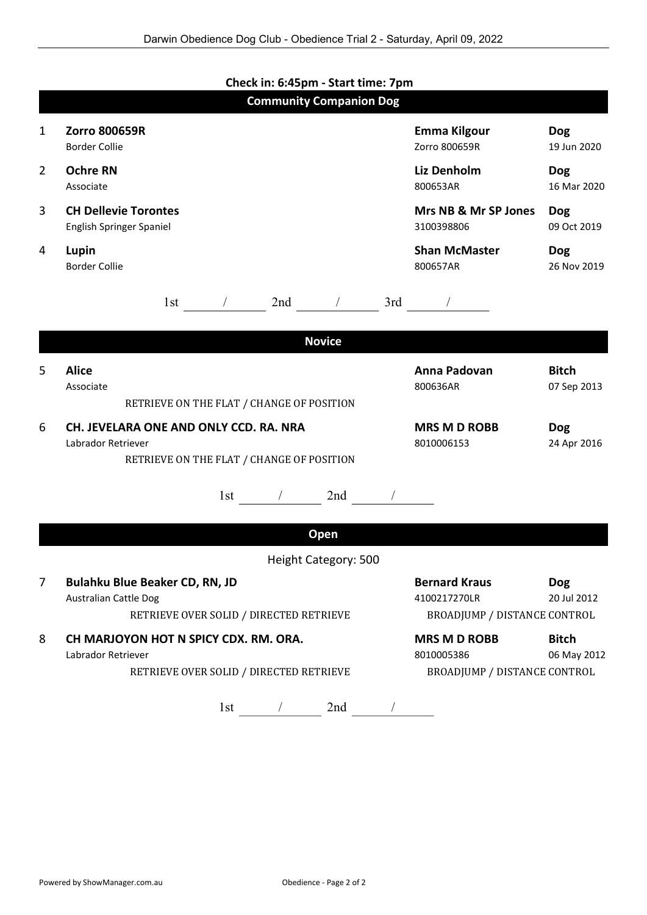**Check in: 6:45pm - Start time: 7pm**

## Community Companion Dog

| | | | |
|---|---|---|---|
| 1 | **Zorro 800659R**<br>Border Collie | **Emma Kilgour**<br>Zorro 800659R | **Dog**<br>19 Jun 2020 |
| 2 | **Ochre RN**<br>Associate | **Liz Denholm**<br>800653AR | **Dog**<br>16 Mar 2020 |
| 3 | **CH Dellevie Torontes**<br>English Springer Spaniel | **Mrs NB & Mr SP Jones**<br>3100398806 | **Dog**<br>09 Oct 2019 |
| 4 | **Lupin**<br>Border Collie | **Shan McMaster**<br>800657AR | **Dog**<br>26 Nov 2019 |

1st ______/______ 2nd ______/______ 3rd ______/______

## Novice

| | | | |
|---|---|---|---|
| 5 | **Alice**<br>Associate<br>RETRIEVE ON THE FLAT / CHANGE OF POSITION | **Anna Padovan**<br>800636AR | **Bitch**<br>07 Sep 2013 |
| 6 | **CH. JEVELARA ONE AND ONLY CCD. RA. NRA**<br>Labrador Retriever<br>RETRIEVE ON THE FLAT / CHANGE OF POSITION | **MRS M D ROBB**<br>8010006153 | **Dog**<br>24 Apr 2016 |

1st ______/______ 2nd ______/______

## Open

Height Category: 500

| | | | |
|---|---|---|---|
| 7 | **Bulahku Blue Beaker CD, RN, JD**<br>Australian Cattle Dog<br>RETRIEVE OVER SOLID / DIRECTED RETRIEVE | **Bernard Kraus**<br>4100217270LR<br>BROADJUMP / DISTANCE CONTROL | **Dog**<br>20 Jul 2012 |
| 8 | **CH MARJOYON HOT N SPICY CDX. RM. ORA.**<br>Labrador Retriever<br>RETRIEVE OVER SOLID / DIRECTED RETRIEVE | **MRS M D ROBB**<br>8010005386<br>BROADJUMP / DISTANCE CONTROL | **Bitch**<br>06 May 2012 |

1st ______/______ 2nd ______/______